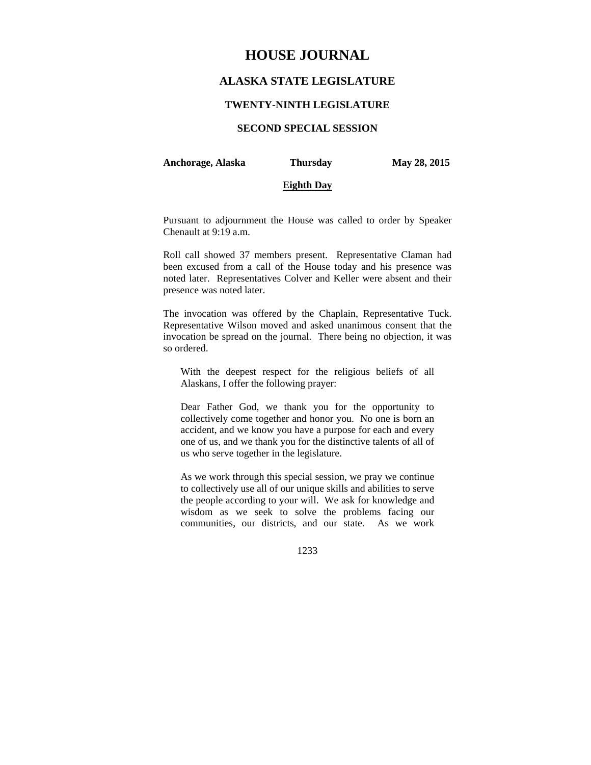# HOUSE JOURNAL

## ALASKA STATE LEGISLATURE

### TWENTY-NINTH LEGISLATURE

### SECOND SPECIAL SESSION

**Anchorage, Alaska** **Thursday** **May 28, 2015**

**Eighth Day**

Pursuant to adjournment the House was called to order by Speaker Chenault at 9:19 a.m.

Roll call showed 37 members present. Representative Claman had been excused from a call of the House today and his presence was noted later. Representatives Colver and Keller were absent and their presence was noted later.

The invocation was offered by the Chaplain, Representative Tuck. Representative Wilson moved and asked unanimous consent that the invocation be spread on the journal. There being no objection, it was so ordered.

> With the deepest respect for the religious beliefs of all Alaskans, I offer the following prayer:
>
> Dear Father God, we thank you for the opportunity to collectively come together and honor you. No one is born an accident, and we know you have a purpose for each and every one of us, and we thank you for the distinctive talents of all of us who serve together in the legislature.
>
> As we work through this special session, we pray we continue to collectively use all of our unique skills and abilities to serve the people according to your will. We ask for knowledge and wisdom as we seek to solve the problems facing our communities, our districts, and our state. As we work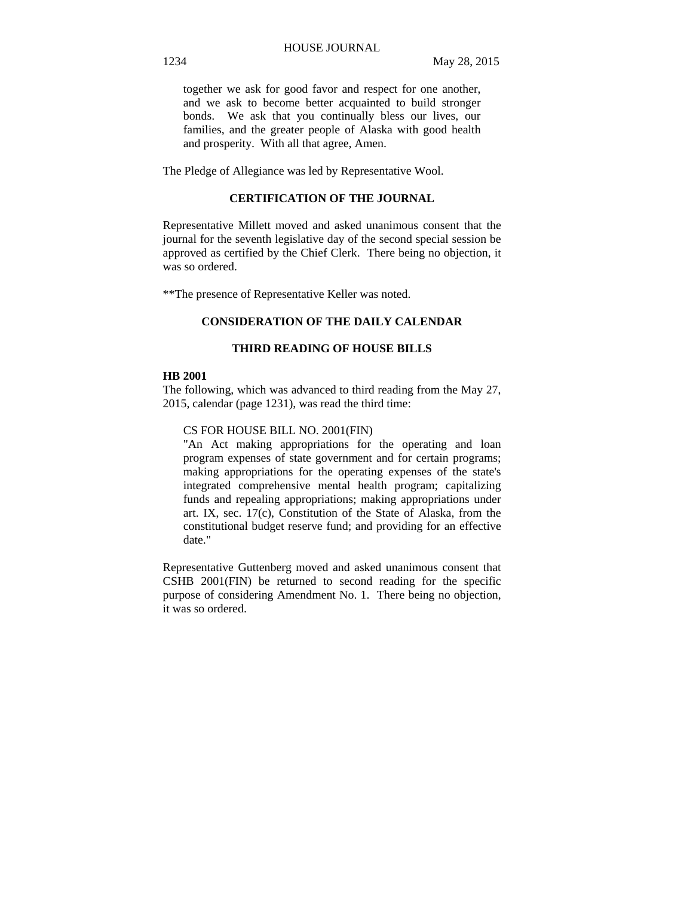together we ask for good favor and respect for one another, and we ask to become better acquainted to build stronger bonds. We ask that you continually bless our lives, our families, and the greater people of Alaska with good health and prosperity. With all that agree, Amen.

The Pledge of Allegiance was led by Representative Wool.

## CERTIFICATION OF THE JOURNAL

Representative Millett moved and asked unanimous consent that the journal for the seventh legislative day of the second special session be approved as certified by the Chief Clerk. There being no objection, it was so ordered.

**The presence of Representative Keller was noted.

## CONSIDERATION OF THE DAILY CALENDAR

## THIRD READING OF HOUSE BILLS

**HB 2001**

The following, which was advanced to third reading from the May 27, 2015, calendar (page 1231), was read the third time:

> CS FOR HOUSE BILL NO. 2001(FIN)
> "An Act making appropriations for the operating and loan program expenses of state government and for certain programs; making appropriations for the operating expenses of the state's integrated comprehensive mental health program; capitalizing funds and repealing appropriations; making appropriations under art. IX, sec. 17(c), Constitution of the State of Alaska, from the constitutional budget reserve fund; and providing for an effective date."

Representative Guttenberg moved and asked unanimous consent that CSHB 2001(FIN) be returned to second reading for the specific purpose of considering Amendment No. 1. There being no objection, it was so ordered.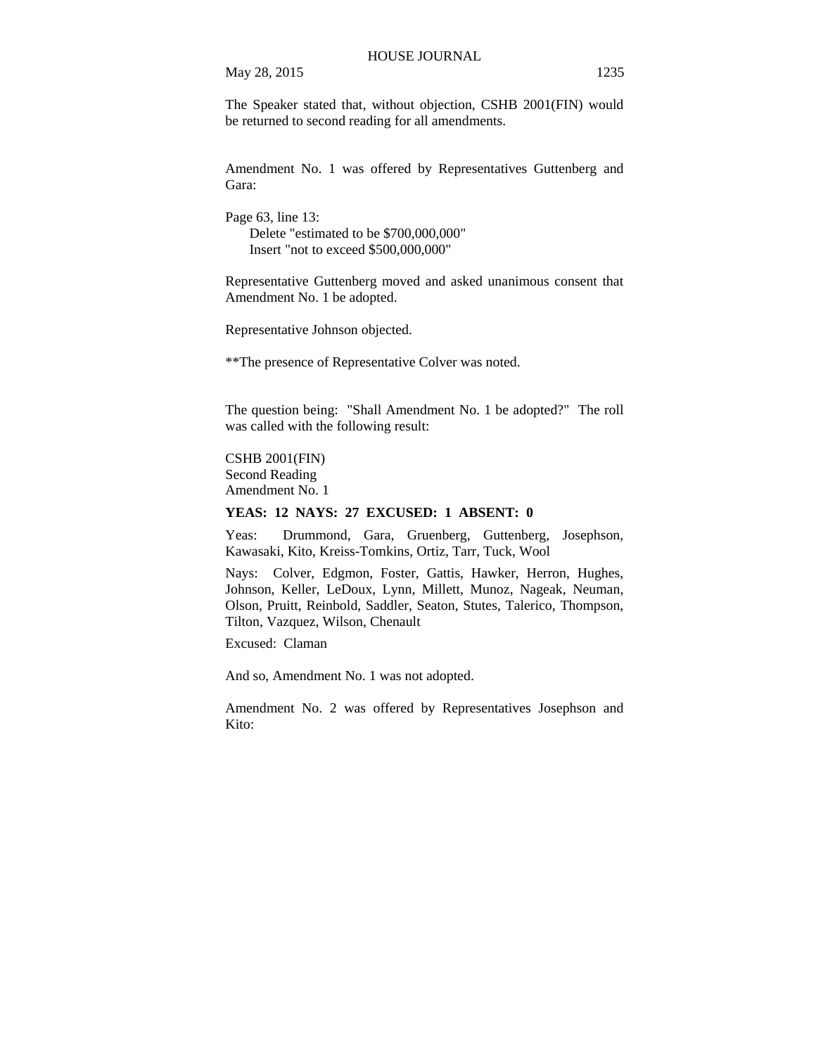The Speaker stated that, without objection, CSHB 2001(FIN) would be returned to second reading for all amendments.

Amendment No. 1 was offered by Representatives Guttenberg and Gara:

Page 63, line 13:
  Delete "estimated to be $700,000,000"
  Insert "not to exceed $500,000,000"

Representative Guttenberg moved and asked unanimous consent that Amendment No. 1 be adopted.

Representative Johnson objected.

**The presence of Representative Colver was noted.

The question being: "Shall Amendment No. 1 be adopted?" The roll was called with the following result:

CSHB 2001(FIN)
Second Reading
Amendment No. 1

**YEAS: 12 NAYS: 27 EXCUSED: 1 ABSENT: 0**

Yeas: Drummond, Gara, Gruenberg, Guttenberg, Josephson, Kawasaki, Kito, Kreiss-Tomkins, Ortiz, Tarr, Tuck, Wool

Nays: Colver, Edgmon, Foster, Gattis, Hawker, Herron, Hughes, Johnson, Keller, LeDoux, Lynn, Millett, Munoz, Nageak, Neuman, Olson, Pruitt, Reinbold, Saddler, Seaton, Stutes, Talerico, Thompson, Tilton, Vazquez, Wilson, Chenault

Excused: Claman

And so, Amendment No. 1 was not adopted.

Amendment No. 2 was offered by Representatives Josephson and Kito: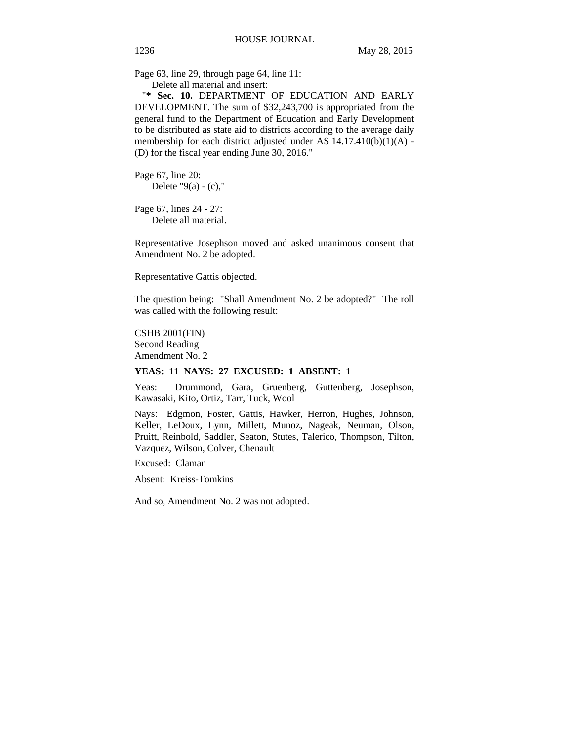Page 63, line 29, through page 64, line 11:

Delete all material and insert:

"**\* Sec. 10.** DEPARTMENT OF EDUCATION AND EARLY DEVELOPMENT. The sum of $32,243,700 is appropriated from the general fund to the Department of Education and Early Development to be distributed as state aid to districts according to the average daily membership for each district adjusted under AS 14.17.410(b)(1)(A) - (D) for the fiscal year ending June 30, 2016."

Page 67, line 20:

Delete "9(a) - (c),"

Page 67, lines 24 - 27:

Delete all material.

Representative Josephson moved and asked unanimous consent that Amendment No. 2 be adopted.

Representative Gattis objected.

The question being: "Shall Amendment No. 2 be adopted?" The roll was called with the following result:

CSHB 2001(FIN)
Second Reading
Amendment No. 2

**YEAS: 11 NAYS: 27 EXCUSED: 1 ABSENT: 1**

Yeas: Drummond, Gara, Gruenberg, Guttenberg, Josephson, Kawasaki, Kito, Ortiz, Tarr, Tuck, Wool

Nays: Edgmon, Foster, Gattis, Hawker, Herron, Hughes, Johnson, Keller, LeDoux, Lynn, Millett, Munoz, Nageak, Neuman, Olson, Pruitt, Reinbold, Saddler, Seaton, Stutes, Talerico, Thompson, Tilton, Vazquez, Wilson, Colver, Chenault

Excused: Claman

Absent: Kreiss-Tomkins

And so, Amendment No. 2 was not adopted.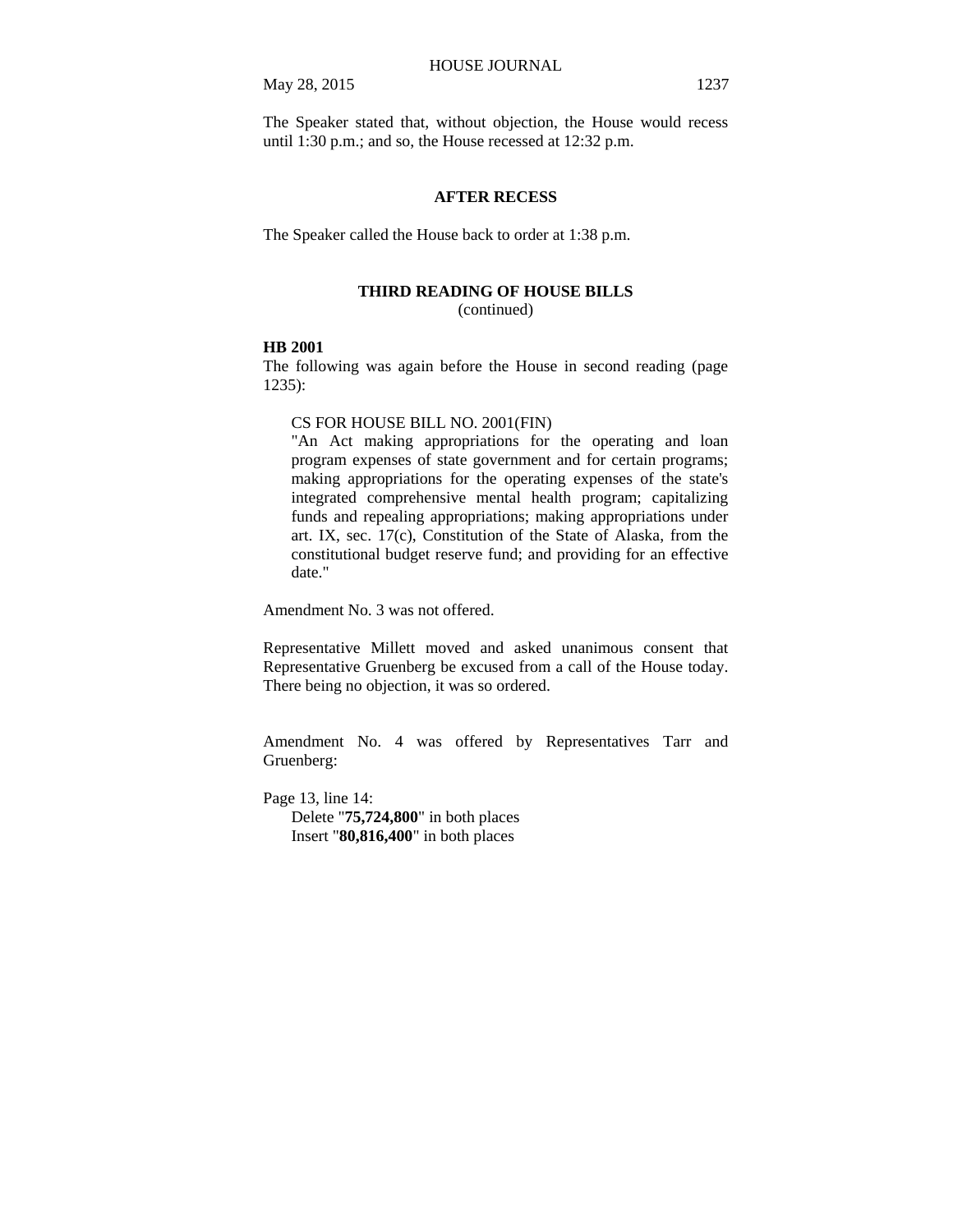The Speaker stated that, without objection, the House would recess until 1:30 p.m.; and so, the House recessed at 12:32 p.m.

## AFTER RECESS

The Speaker called the House back to order at 1:38 p.m.

## THIRD READING OF HOUSE BILLS
(continued)

**HB 2001**

The following was again before the House in second reading (page 1235):

> CS FOR HOUSE BILL NO. 2001(FIN)
> "An Act making appropriations for the operating and loan program expenses of state government and for certain programs; making appropriations for the operating expenses of the state's integrated comprehensive mental health program; capitalizing funds and repealing appropriations; making appropriations under art. IX, sec. 17(c), Constitution of the State of Alaska, from the constitutional budget reserve fund; and providing for an effective date."

Amendment No. 3 was not offered.

Representative Millett moved and asked unanimous consent that Representative Gruenberg be excused from a call of the House today. There being no objection, it was so ordered.

Amendment No. 4 was offered by Representatives Tarr and Gruenberg:

Page 13, line 14:
> Delete "**75,724,800**" in both places
> Insert "**80,816,400**" in both places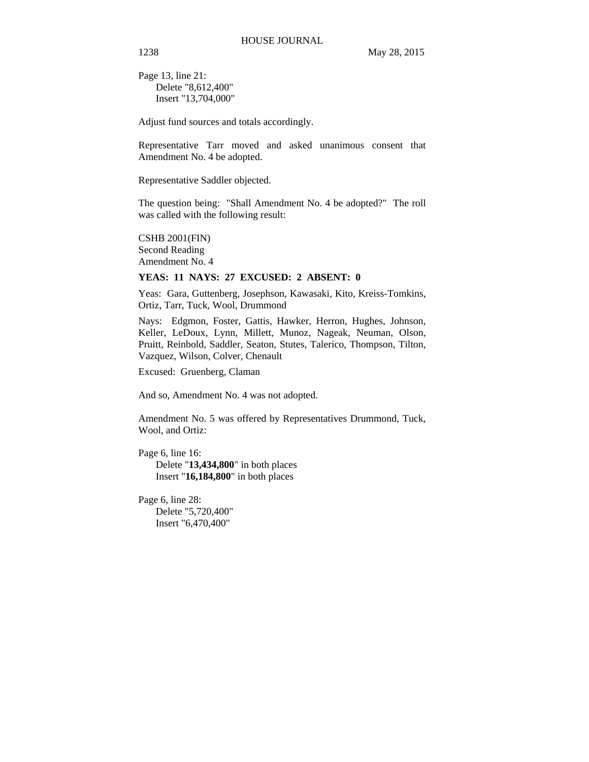Page 13, line 21:
Delete "8,612,400"
Insert "13,704,000"

Adjust fund sources and totals accordingly.

Representative Tarr moved and asked unanimous consent that Amendment No. 4 be adopted.

Representative Saddler objected.

The question being: "Shall Amendment No. 4 be adopted?" The roll was called with the following result:

CSHB 2001(FIN)
Second Reading
Amendment No. 4

**YEAS: 11 NAYS: 27 EXCUSED: 2 ABSENT: 0**

Yeas: Gara, Guttenberg, Josephson, Kawasaki, Kito, Kreiss-Tomkins, Ortiz, Tarr, Tuck, Wool, Drummond

Nays: Edgmon, Foster, Gattis, Hawker, Herron, Hughes, Johnson, Keller, LeDoux, Lynn, Millett, Munoz, Nageak, Neuman, Olson, Pruitt, Reinbold, Saddler, Seaton, Stutes, Talerico, Thompson, Tilton, Vazquez, Wilson, Colver, Chenault

Excused: Gruenberg, Claman

And so, Amendment No. 4 was not adopted.

Amendment No. 5 was offered by Representatives Drummond, Tuck, Wool, and Ortiz:

Page 6, line 16:
Delete "**13,434,800**" in both places
Insert "**16,184,800**" in both places

Page 6, line 28:
Delete "5,720,400"
Insert "6,470,400"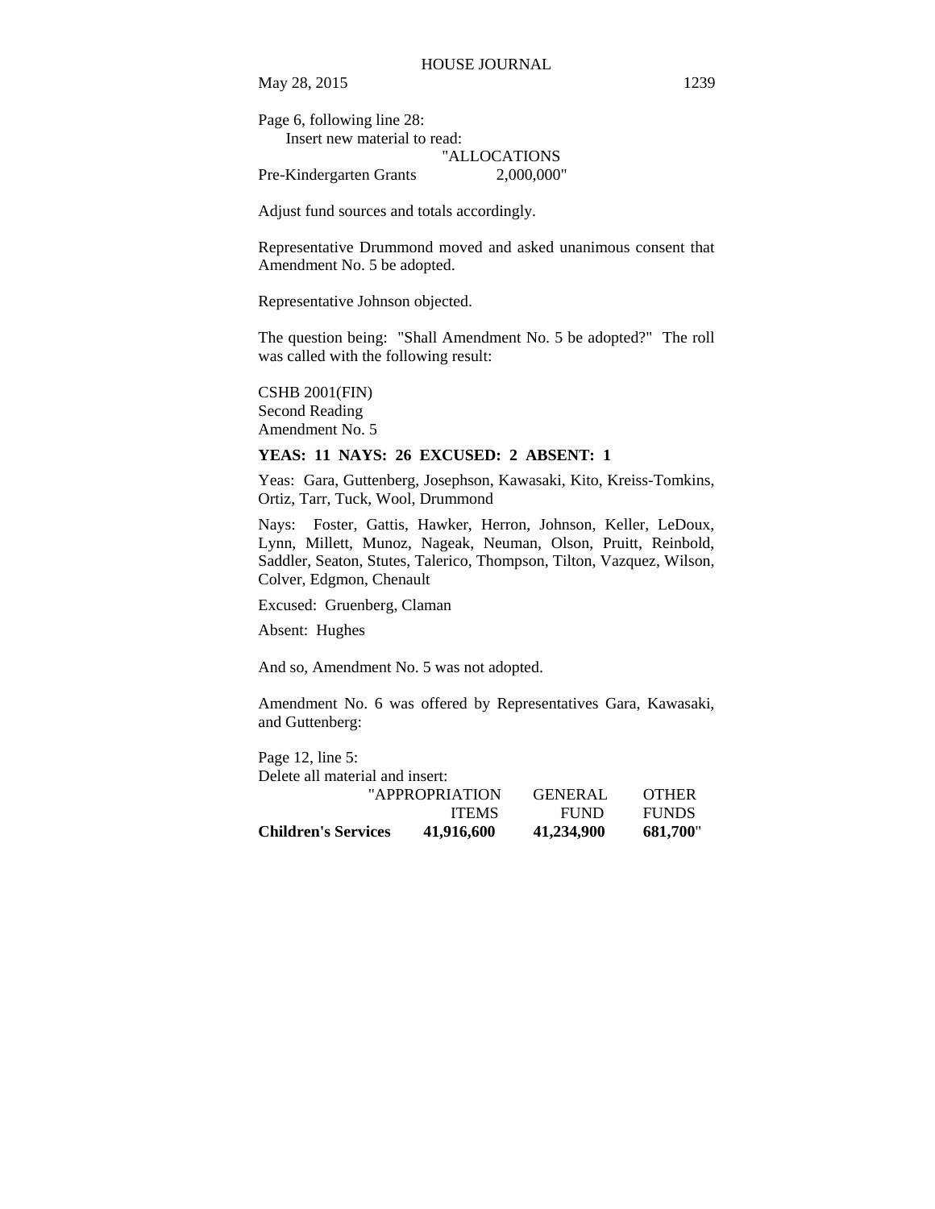Page 6, following line 28:

Insert new material to read:

"ALLOCATIONS

Pre-Kindergarten Grants 2,000,000"

Adjust fund sources and totals accordingly.

Representative Drummond moved and asked unanimous consent that Amendment No. 5 be adopted.

Representative Johnson objected.

The question being: "Shall Amendment No. 5 be adopted?" The roll was called with the following result:

CSHB 2001(FIN)
Second Reading
Amendment No. 5

**YEAS: 11 NAYS: 26 EXCUSED: 2 ABSENT: 1**

Yeas: Gara, Guttenberg, Josephson, Kawasaki, Kito, Kreiss-Tomkins, Ortiz, Tarr, Tuck, Wool, Drummond

Nays: Foster, Gattis, Hawker, Herron, Johnson, Keller, LeDoux, Lynn, Millett, Munoz, Nageak, Neuman, Olson, Pruitt, Reinbold, Saddler, Seaton, Stutes, Talerico, Thompson, Tilton, Vazquez, Wilson, Colver, Edgmon, Chenault

Excused: Gruenberg, Claman

Absent: Hughes

And so, Amendment No. 5 was not adopted.

Amendment No. 6 was offered by Representatives Gara, Kawasaki, and Guttenberg:

Page 12, line 5:

Delete all material and insert:

| | "APPROPRIATION ITEMS | GENERAL FUND | OTHER FUNDS |
|---|---|---|---|
| **Children's Services** | **41,916,600** | **41,234,900** | **681,700**" |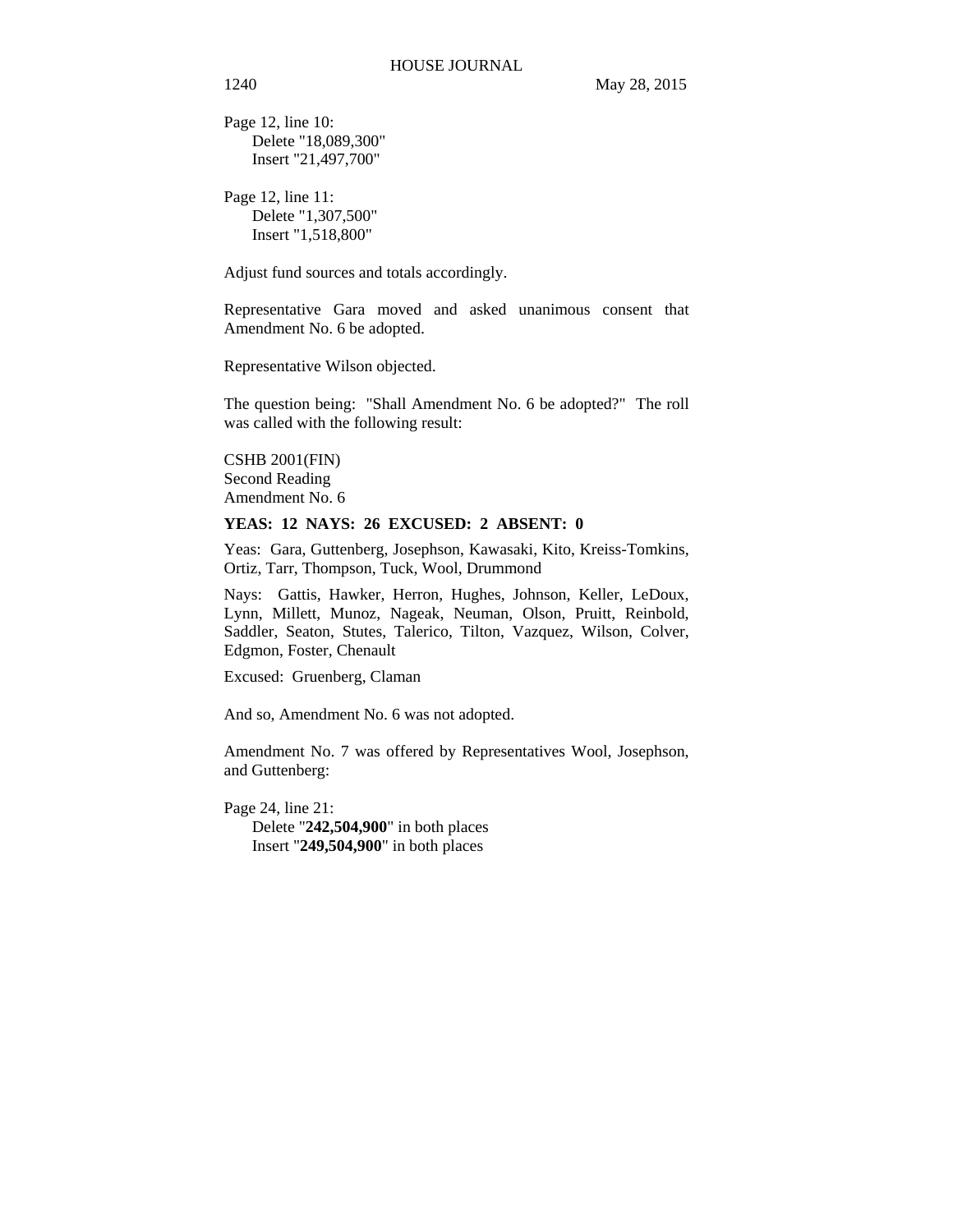Page 12, line 10:
Delete "18,089,300"
Insert "21,497,700"

Page 12, line 11:
Delete "1,307,500"
Insert "1,518,800"

Adjust fund sources and totals accordingly.

Representative Gara moved and asked unanimous consent that Amendment No. 6 be adopted.

Representative Wilson objected.

The question being: "Shall Amendment No. 6 be adopted?" The roll was called with the following result:

CSHB 2001(FIN)
Second Reading
Amendment No. 6

**YEAS: 12 NAYS: 26 EXCUSED: 2 ABSENT: 0**

Yeas: Gara, Guttenberg, Josephson, Kawasaki, Kito, Kreiss-Tomkins, Ortiz, Tarr, Thompson, Tuck, Wool, Drummond

Nays: Gattis, Hawker, Herron, Hughes, Johnson, Keller, LeDoux, Lynn, Millett, Munoz, Nageak, Neuman, Olson, Pruitt, Reinbold, Saddler, Seaton, Stutes, Talerico, Tilton, Vazquez, Wilson, Colver, Edgmon, Foster, Chenault

Excused: Gruenberg, Claman

And so, Amendment No. 6 was not adopted.

Amendment No. 7 was offered by Representatives Wool, Josephson, and Guttenberg:

Page 24, line 21:
Delete "**242,504,900**" in both places
Insert "**249,504,900**" in both places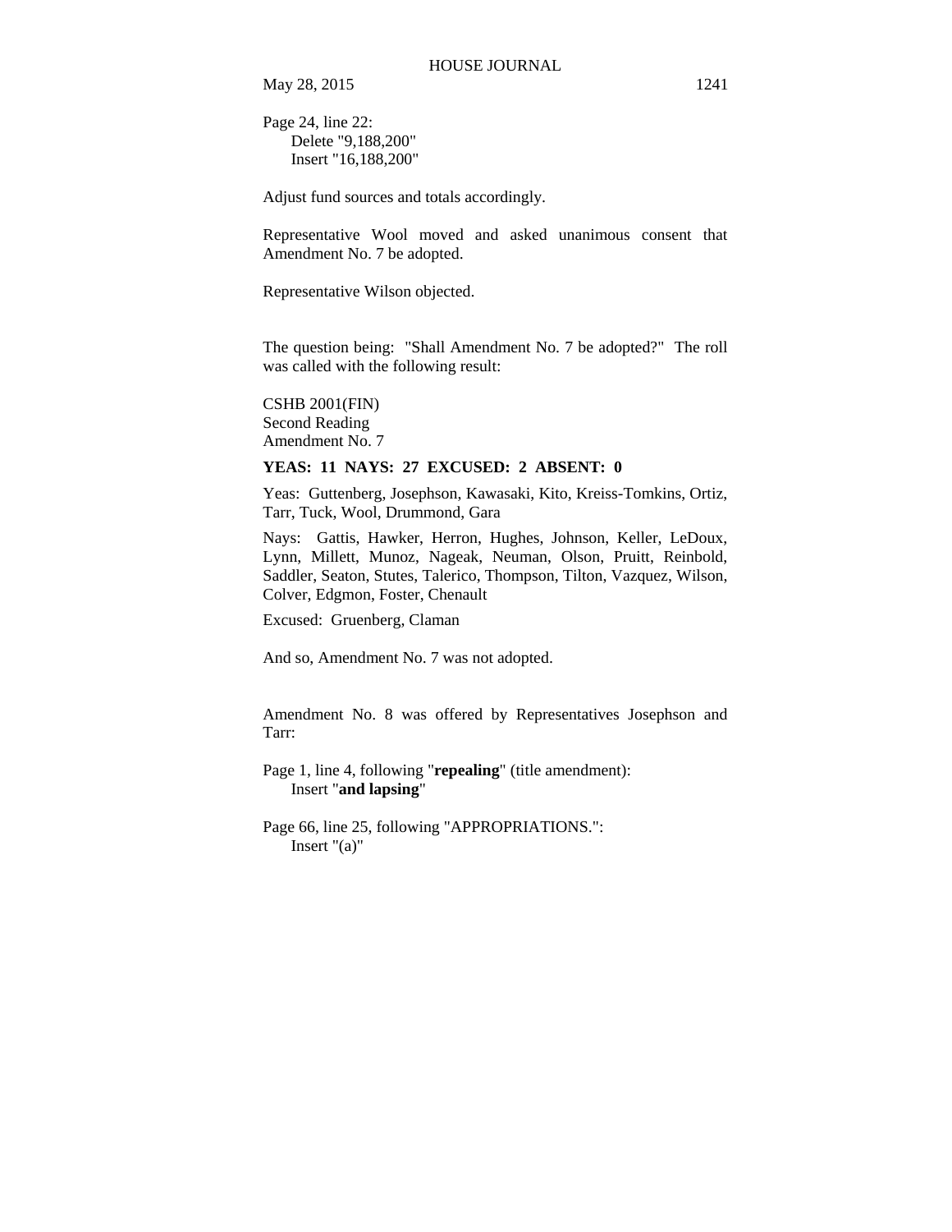Page 24, line 22:
 Delete "9,188,200"
 Insert "16,188,200"

Adjust fund sources and totals accordingly.

Representative Wool moved and asked unanimous consent that Amendment No. 7 be adopted.

Representative Wilson objected.

The question being: "Shall Amendment No. 7 be adopted?" The roll was called with the following result:

CSHB 2001(FIN)
Second Reading
Amendment No. 7

**YEAS: 11 NAYS: 27 EXCUSED: 2 ABSENT: 0**

Yeas: Guttenberg, Josephson, Kawasaki, Kito, Kreiss-Tomkins, Ortiz, Tarr, Tuck, Wool, Drummond, Gara

Nays: Gattis, Hawker, Herron, Hughes, Johnson, Keller, LeDoux, Lynn, Millett, Munoz, Nageak, Neuman, Olson, Pruitt, Reinbold, Saddler, Seaton, Stutes, Talerico, Thompson, Tilton, Vazquez, Wilson, Colver, Edgmon, Foster, Chenault

Excused: Gruenberg, Claman

And so, Amendment No. 7 was not adopted.

Amendment No. 8 was offered by Representatives Josephson and Tarr:

Page 1, line 4, following "**repealing**" (title amendment):
 Insert "**and lapsing**"

Page 66, line 25, following "APPROPRIATIONS.":
 Insert "(a)"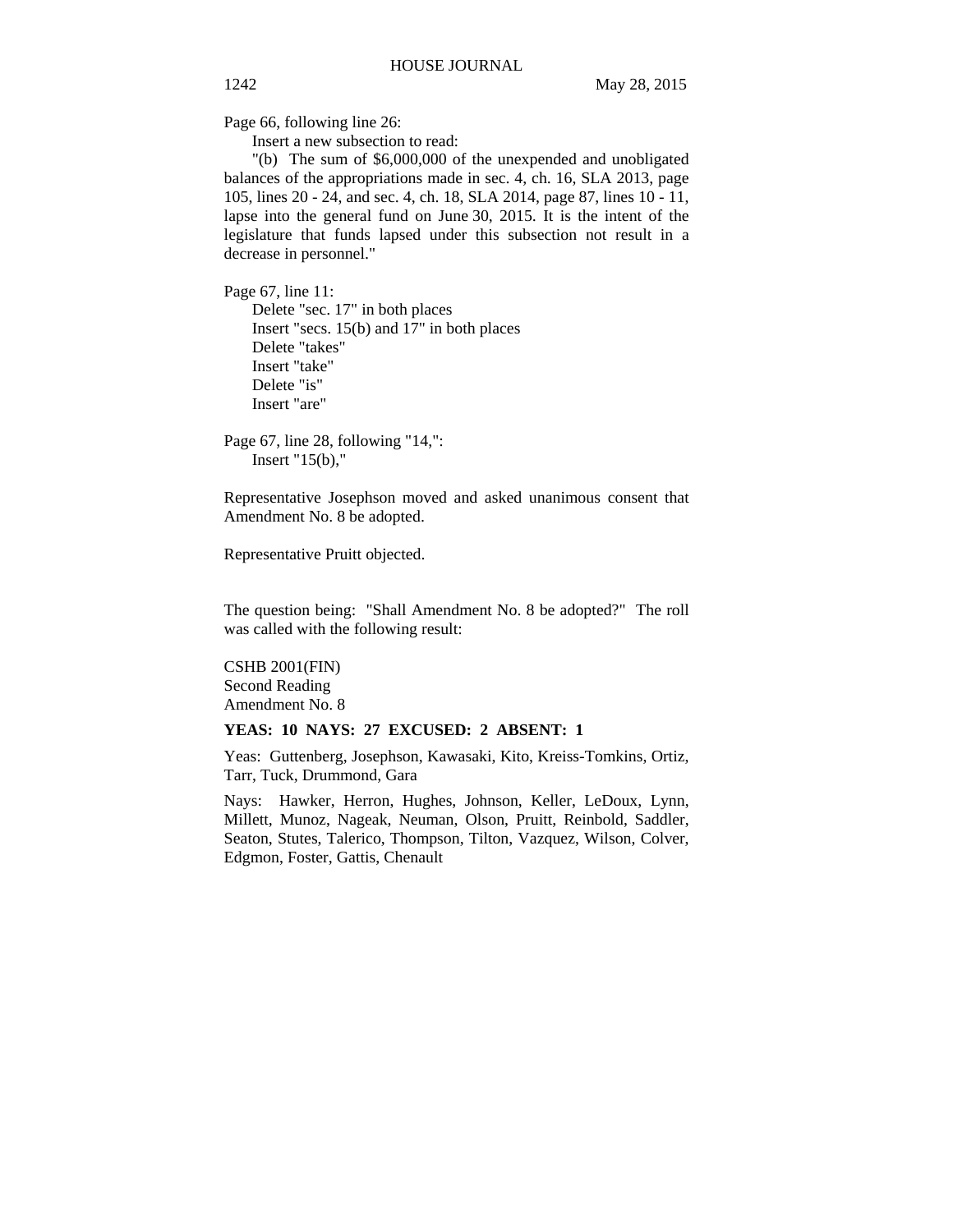Page 66, following line 26:

Insert a new subsection to read:

"(b) The sum of $6,000,000 of the unexpended and unobligated balances of the appropriations made in sec. 4, ch. 16, SLA 2013, page 105, lines 20 - 24, and sec. 4, ch. 18, SLA 2014, page 87, lines 10 - 11, lapse into the general fund on June 30, 2015. It is the intent of the legislature that funds lapsed under this subsection not result in a decrease in personnel."

Page 67, line 11:

Delete "sec. 17" in both places
Insert "secs. 15(b) and 17" in both places
Delete "takes"
Insert "take"
Delete "is"
Insert "are"

Page 67, line 28, following "14,":

Insert "15(b),"

Representative Josephson moved and asked unanimous consent that Amendment No. 8 be adopted.

Representative Pruitt objected.

The question being: "Shall Amendment No. 8 be adopted?" The roll was called with the following result:

CSHB 2001(FIN)
Second Reading
Amendment No. 8

**YEAS: 10 NAYS: 27 EXCUSED: 2 ABSENT: 1**

Yeas: Guttenberg, Josephson, Kawasaki, Kito, Kreiss-Tomkins, Ortiz, Tarr, Tuck, Drummond, Gara

Nays: Hawker, Herron, Hughes, Johnson, Keller, LeDoux, Lynn, Millett, Munoz, Nageak, Neuman, Olson, Pruitt, Reinbold, Saddler, Seaton, Stutes, Talerico, Thompson, Tilton, Vazquez, Wilson, Colver, Edgmon, Foster, Gattis, Chenault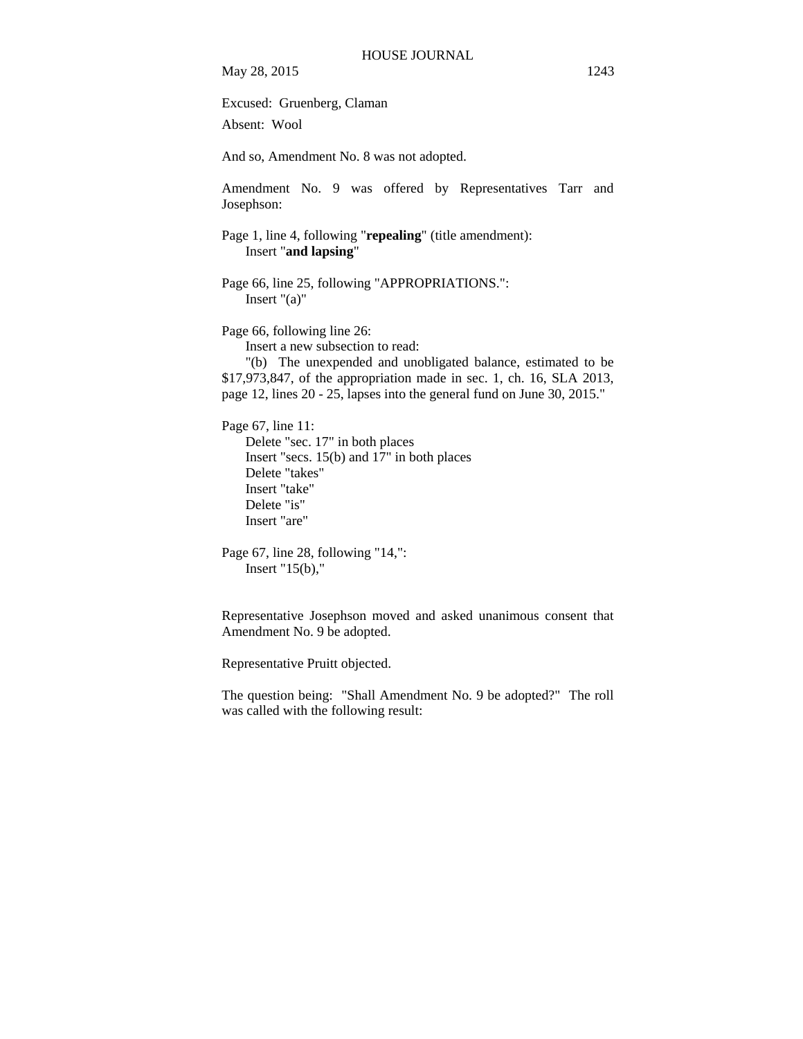Excused: Gruenberg, Claman

Absent: Wool

And so, Amendment No. 8 was not adopted.

Amendment No. 9 was offered by Representatives Tarr and Josephson:

Page 1, line 4, following "**repealing**" (title amendment):
Insert "**and lapsing**"

Page 66, line 25, following "APPROPRIATIONS.":
Insert "(a)"

Page 66, following line 26:
Insert a new subsection to read:
"(b) The unexpended and unobligated balance, estimated to be $17,973,847, of the appropriation made in sec. 1, ch. 16, SLA 2013, page 12, lines 20 - 25, lapses into the general fund on June 30, 2015."

Page 67, line 11:
Delete "sec. 17" in both places
Insert "secs. 15(b) and 17" in both places
Delete "takes"
Insert "take"
Delete "is"
Insert "are"

Page 67, line 28, following "14,":
Insert "15(b),"

Representative Josephson moved and asked unanimous consent that Amendment No. 9 be adopted.

Representative Pruitt objected.

The question being: "Shall Amendment No. 9 be adopted?" The roll was called with the following result: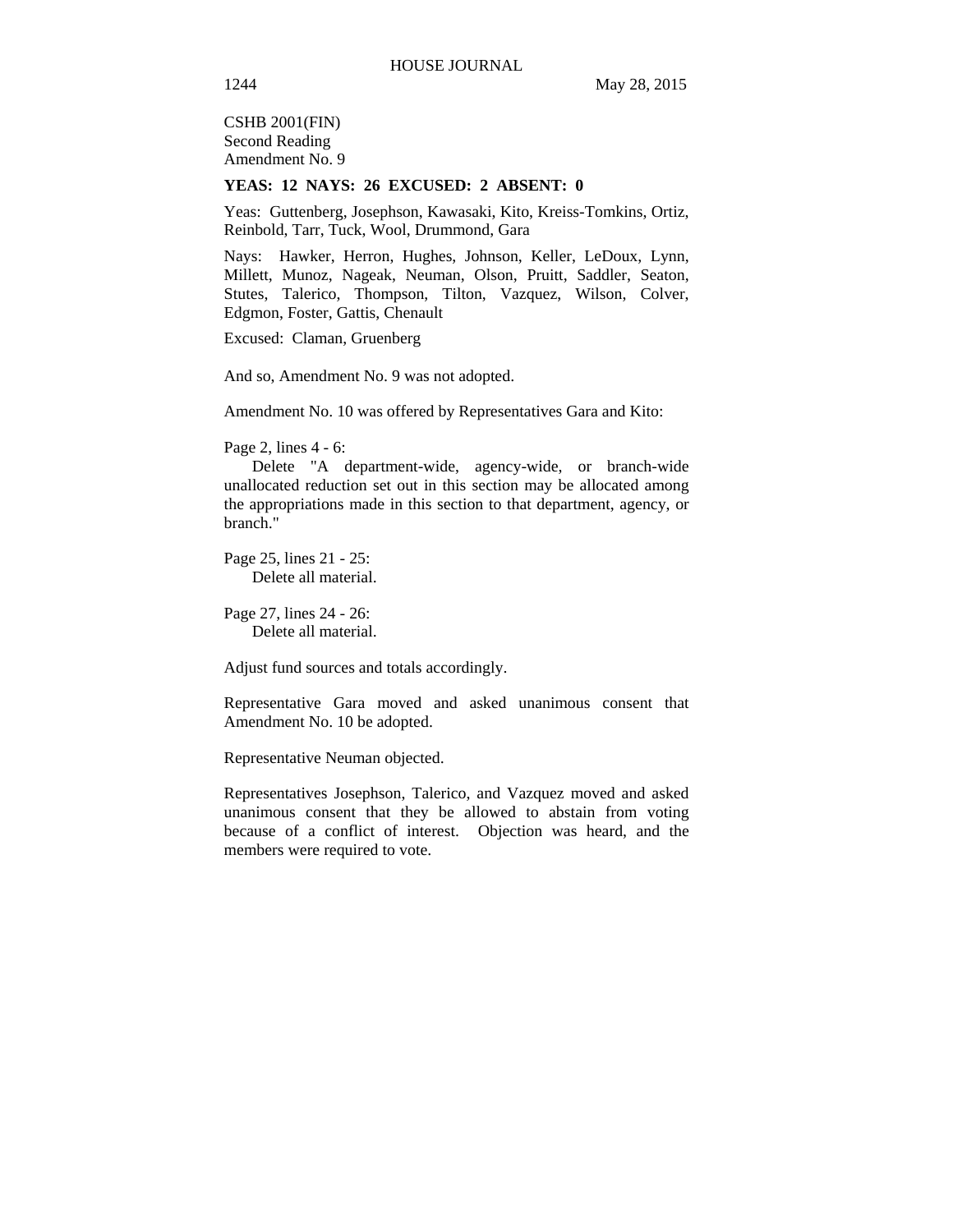CSHB 2001(FIN)
Second Reading
Amendment No. 9

**YEAS: 12 NAYS: 26 EXCUSED: 2 ABSENT: 0**

Yeas: Guttenberg, Josephson, Kawasaki, Kito, Kreiss-Tomkins, Ortiz, Reinbold, Tarr, Tuck, Wool, Drummond, Gara

Nays: Hawker, Herron, Hughes, Johnson, Keller, LeDoux, Lynn, Millett, Munoz, Nageak, Neuman, Olson, Pruitt, Saddler, Seaton, Stutes, Talerico, Thompson, Tilton, Vazquez, Wilson, Colver, Edgmon, Foster, Gattis, Chenault

Excused: Claman, Gruenberg

And so, Amendment No. 9 was not adopted.

Amendment No. 10 was offered by Representatives Gara and Kito:

Page 2, lines 4 - 6:
Delete "A department-wide, agency-wide, or branch-wide unallocated reduction set out in this section may be allocated among the appropriations made in this section to that department, agency, or branch."

Page 25, lines 21 - 25:
Delete all material.

Page 27, lines 24 - 26:
Delete all material.

Adjust fund sources and totals accordingly.

Representative Gara moved and asked unanimous consent that Amendment No. 10 be adopted.

Representative Neuman objected.

Representatives Josephson, Talerico, and Vazquez moved and asked unanimous consent that they be allowed to abstain from voting because of a conflict of interest. Objection was heard, and the members were required to vote.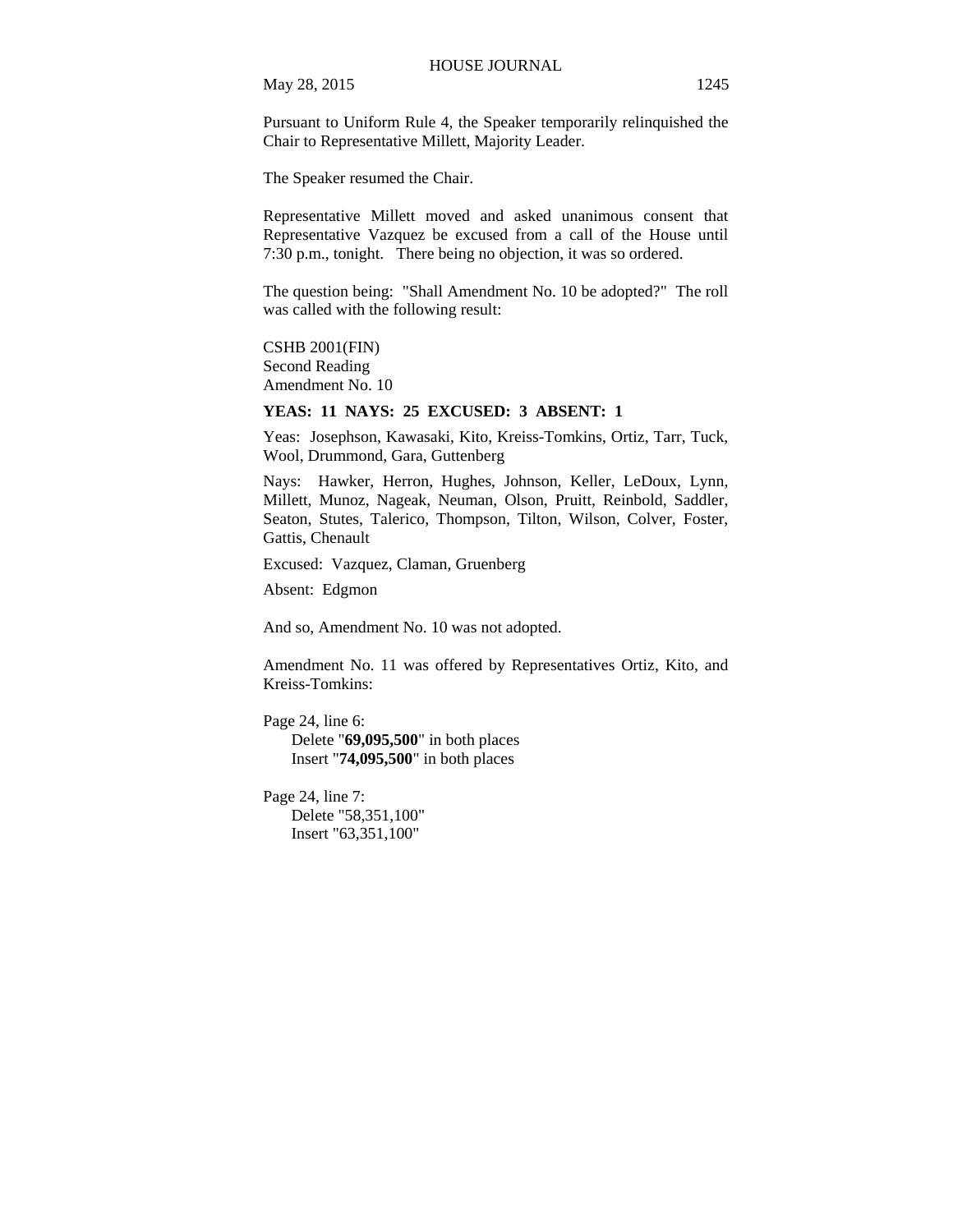Pursuant to Uniform Rule 4, the Speaker temporarily relinquished the Chair to Representative Millett, Majority Leader.

The Speaker resumed the Chair.

Representative Millett moved and asked unanimous consent that Representative Vazquez be excused from a call of the House until 7:30 p.m., tonight. There being no objection, it was so ordered.

The question being: "Shall Amendment No. 10 be adopted?" The roll was called with the following result:

CSHB 2001(FIN)
Second Reading
Amendment No. 10

**YEAS: 11 NAYS: 25 EXCUSED: 3 ABSENT: 1**

Yeas: Josephson, Kawasaki, Kito, Kreiss-Tomkins, Ortiz, Tarr, Tuck, Wool, Drummond, Gara, Guttenberg

Nays: Hawker, Herron, Hughes, Johnson, Keller, LeDoux, Lynn, Millett, Munoz, Nageak, Neuman, Olson, Pruitt, Reinbold, Saddler, Seaton, Stutes, Talerico, Thompson, Tilton, Wilson, Colver, Foster, Gattis, Chenault

Excused: Vazquez, Claman, Gruenberg

Absent: Edgmon

And so, Amendment No. 10 was not adopted.

Amendment No. 11 was offered by Representatives Ortiz, Kito, and Kreiss-Tomkins:

Page 24, line 6:
Delete "**69,095,500**" in both places
Insert "**74,095,500**" in both places

Page 24, line 7:
Delete "58,351,100"
Insert "63,351,100"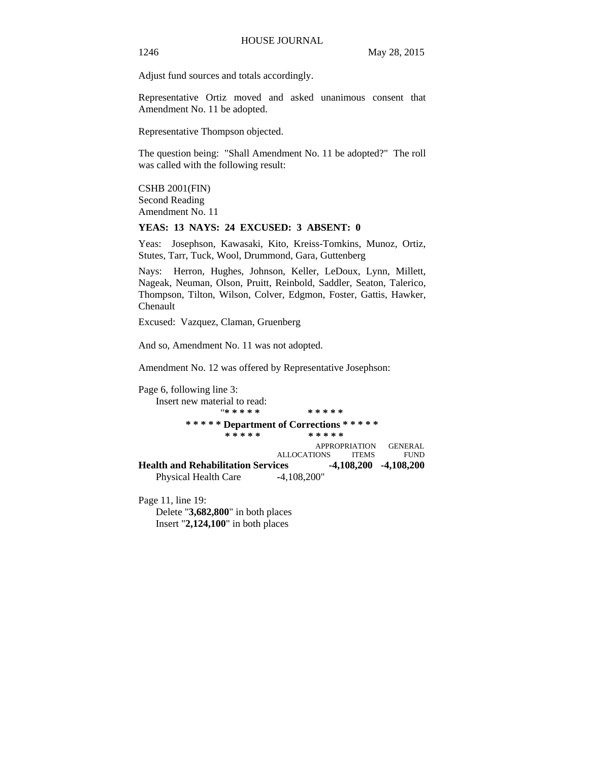Adjust fund sources and totals accordingly.

Representative Ortiz moved and asked unanimous consent that Amendment No. 11 be adopted.

Representative Thompson objected.

The question being: "Shall Amendment No. 11 be adopted?" The roll was called with the following result:

CSHB 2001(FIN)
Second Reading
Amendment No. 11

**YEAS: 13 NAYS: 24 EXCUSED: 3 ABSENT: 0**

Yeas: Josephson, Kawasaki, Kito, Kreiss-Tomkins, Munoz, Ortiz, Stutes, Tarr, Tuck, Wool, Drummond, Gara, Guttenberg

Nays: Herron, Hughes, Johnson, Keller, LeDoux, Lynn, Millett, Nageak, Neuman, Olson, Pruitt, Reinbold, Saddler, Seaton, Talerico, Thompson, Tilton, Wilson, Colver, Edgmon, Foster, Gattis, Hawker, Chenault

Excused: Vazquez, Claman, Gruenberg

And so, Amendment No. 11 was not adopted.

Amendment No. 12 was offered by Representative Josephson:

Page 6, following line 3:
Insert new material to read:

"***** *****
***** **Department of Corrections** *****
***** *****

| | ALLOCATIONS | APPROPRIATION ITEMS | GENERAL FUND |
|---|---|---|---|
| **Health and Rehabilitation Services** | | **-4,108,200** | **-4,108,200** |
| Physical Health Care | -4,108,200" | | |

Page 11, line 19:
Delete "**3,682,800**" in both places
Insert "**2,124,100**" in both places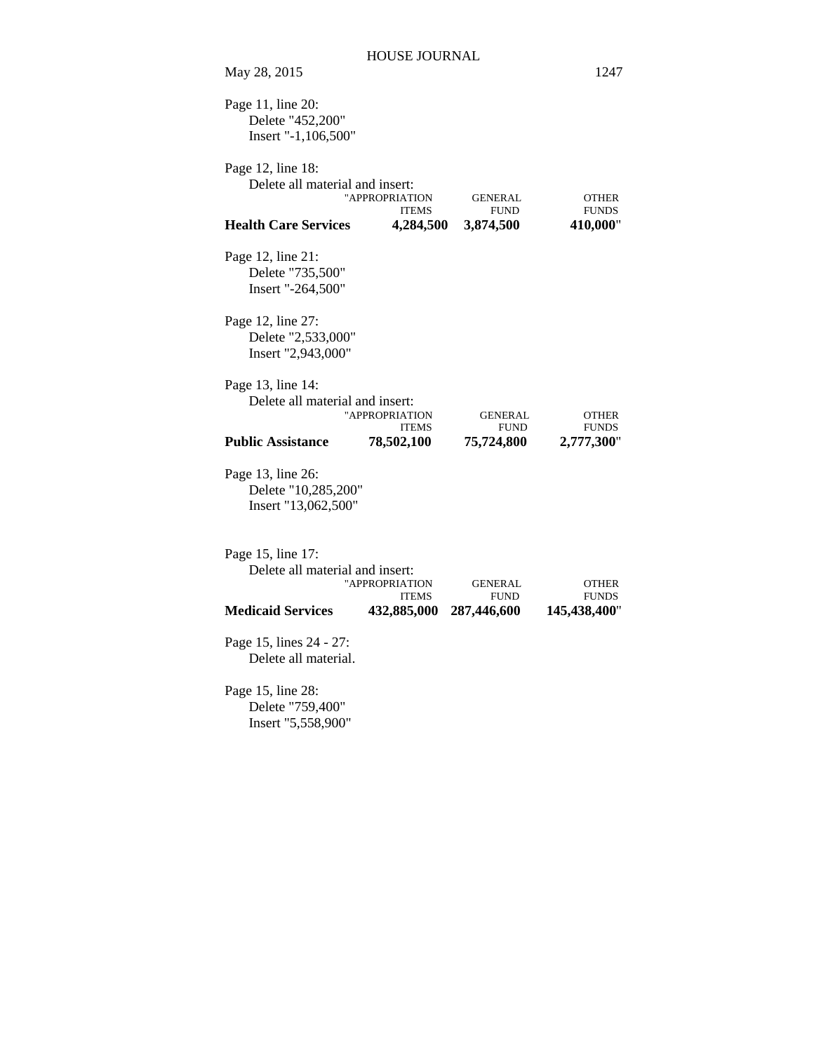Page 11, line 20:
Delete "452,200"
Insert "-1,106,500"

Page 12, line 18:
Delete all material and insert:

| | "APPROPRIATION ITEMS | GENERAL FUND | OTHER FUNDS |
|---|---|---|---|
| **Health Care Services** | **4,284,500** | **3,874,500** | **410,000**" |

Page 12, line 21:
Delete "735,500"
Insert "-264,500"

Page 12, line 27:
Delete "2,533,000"
Insert "2,943,000"

Page 13, line 14:
Delete all material and insert:

| | "APPROPRIATION ITEMS | GENERAL FUND | OTHER FUNDS |
|---|---|---|---|
| **Public Assistance** | **78,502,100** | **75,724,800** | **2,777,300**" |

Page 13, line 26:
Delete "10,285,200"
Insert "13,062,500"

Page 15, line 17:
Delete all material and insert:

| | "APPROPRIATION ITEMS | GENERAL FUND | OTHER FUNDS |
|---|---|---|---|
| **Medicaid Services** | **432,885,000** | **287,446,600** | **145,438,400**" |

Page 15, lines 24 - 27:
Delete all material.

Page 15, line 28:
Delete "759,400"
Insert "5,558,900"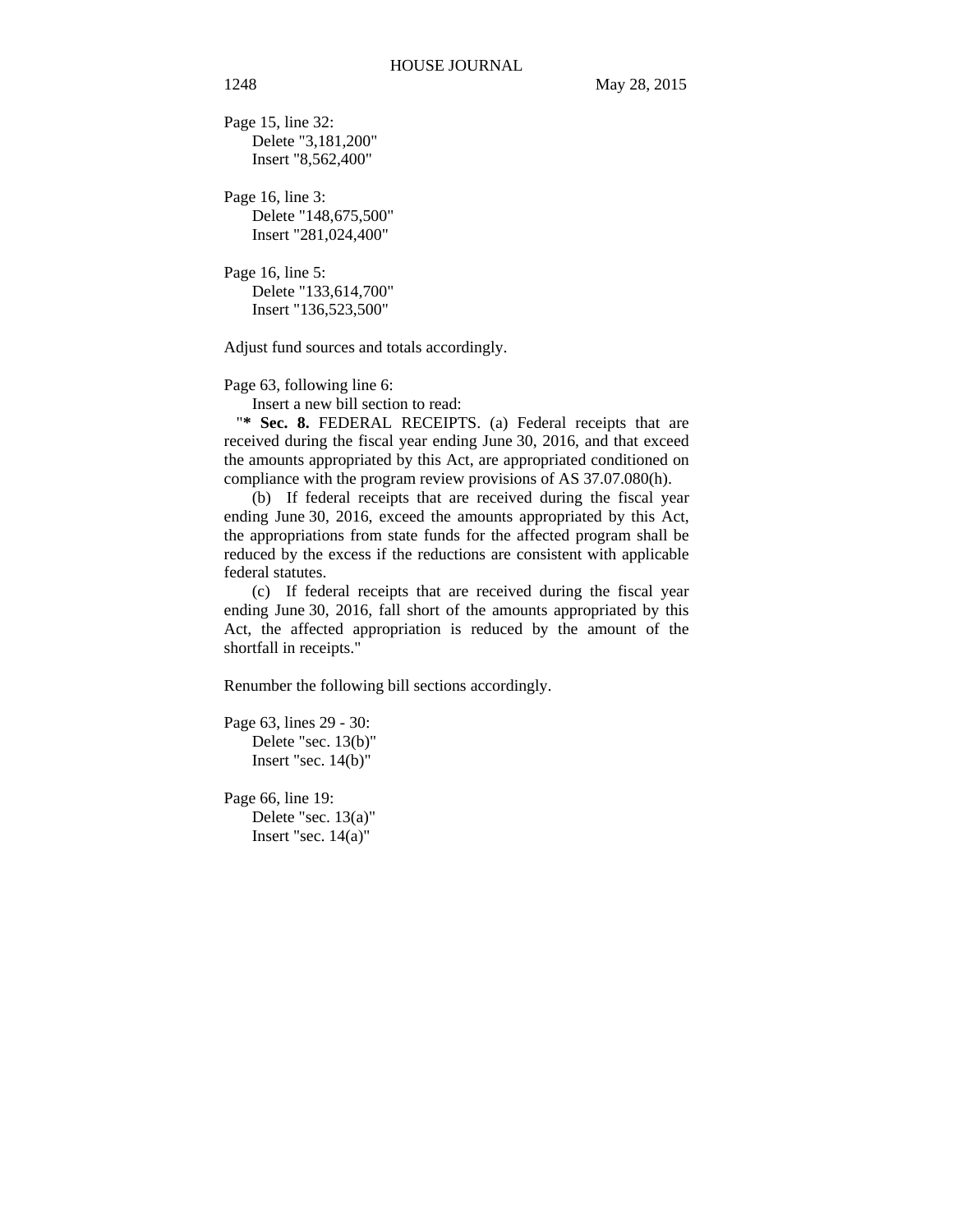Page 15, line 32:

Delete "3,181,200"

Insert "8,562,400"

Page 16, line 3:

Delete "148,675,500"

Insert "281,024,400"

Page 16, line 5:

Delete "133,614,700"

Insert "136,523,500"

Adjust fund sources and totals accordingly.

Page 63, following line 6:

Insert a new bill section to read:

"**\* Sec. 8.** FEDERAL RECEIPTS. (a) Federal receipts that are received during the fiscal year ending June 30, 2016, and that exceed the amounts appropriated by this Act, are appropriated conditioned on compliance with the program review provisions of AS 37.07.080(h).

(b) If federal receipts that are received during the fiscal year ending June 30, 2016, exceed the amounts appropriated by this Act, the appropriations from state funds for the affected program shall be reduced by the excess if the reductions are consistent with applicable federal statutes.

(c) If federal receipts that are received during the fiscal year ending June 30, 2016, fall short of the amounts appropriated by this Act, the affected appropriation is reduced by the amount of the shortfall in receipts."

Renumber the following bill sections accordingly.

Page 63, lines 29 - 30:

Delete "sec. 13(b)"

Insert "sec. 14(b)"

Page 66, line 19:

Delete "sec. 13(a)"

Insert "sec. 14(a)"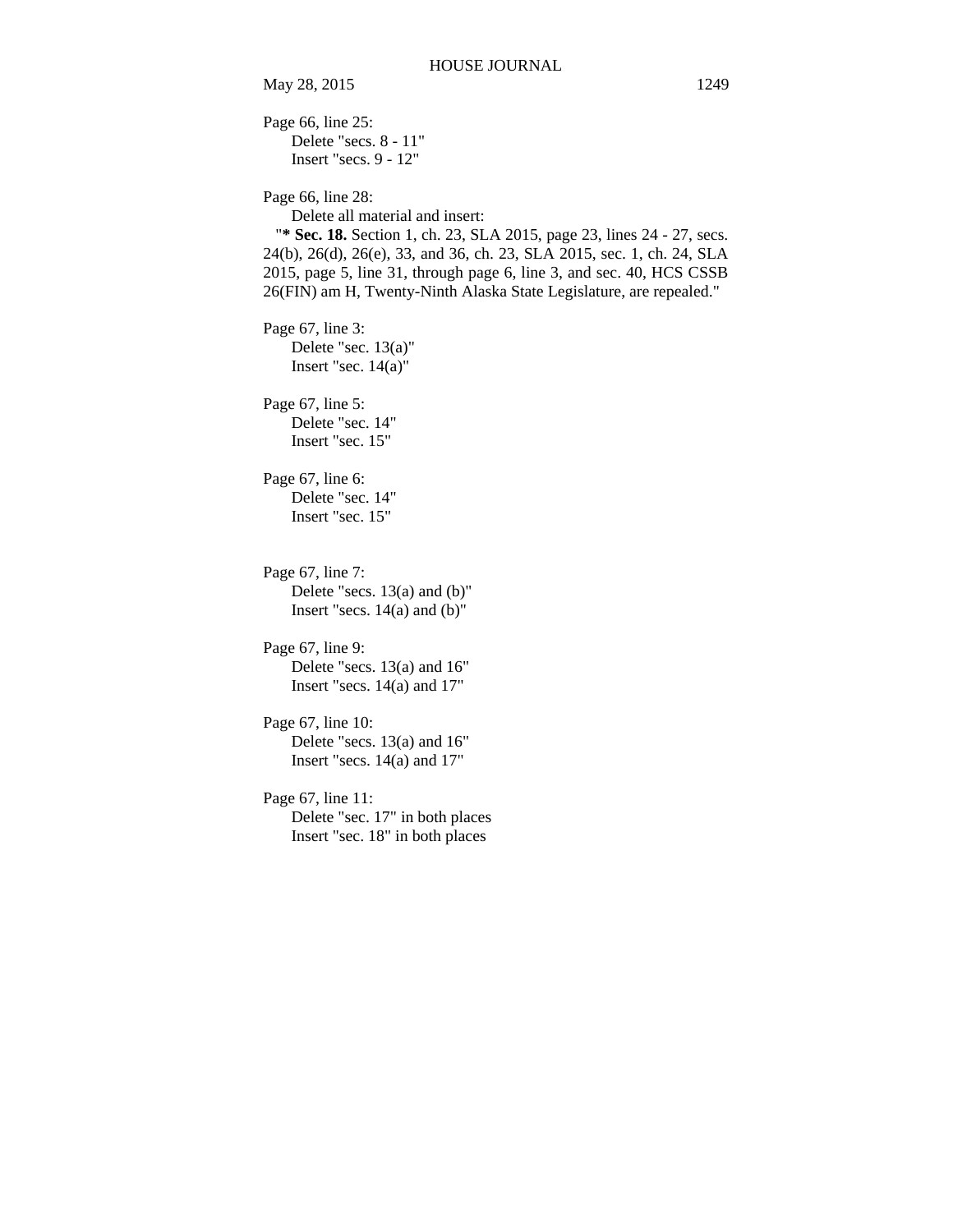Page 66, line 25:

Delete "secs. 8 - 11"
Insert "secs. 9 - 12"

Page 66, line 28:

Delete all material and insert:

"**\* Sec. 18.** Section 1, ch. 23, SLA 2015, page 23, lines 24 - 27, secs. 24(b), 26(d), 26(e), 33, and 36, ch. 23, SLA 2015, sec. 1, ch. 24, SLA 2015, page 5, line 31, through page 6, line 3, and sec. 40, HCS CSSB 26(FIN) am H, Twenty-Ninth Alaska State Legislature, are repealed."

Page 67, line 3:

Delete "sec. 13(a)"
Insert "sec. 14(a)"

Page 67, line 5:

Delete "sec. 14"
Insert "sec. 15"

Page 67, line 6:

Delete "sec. 14"
Insert "sec. 15"

Page 67, line 7:

Delete "secs. 13(a) and (b)"
Insert "secs. 14(a) and (b)"

Page 67, line 9:

Delete "secs. 13(a) and 16"
Insert "secs. 14(a) and 17"

Page 67, line 10:

Delete "secs. 13(a) and 16"
Insert "secs. 14(a) and 17"

Page 67, line 11:

Delete "sec. 17" in both places
Insert "sec. 18" in both places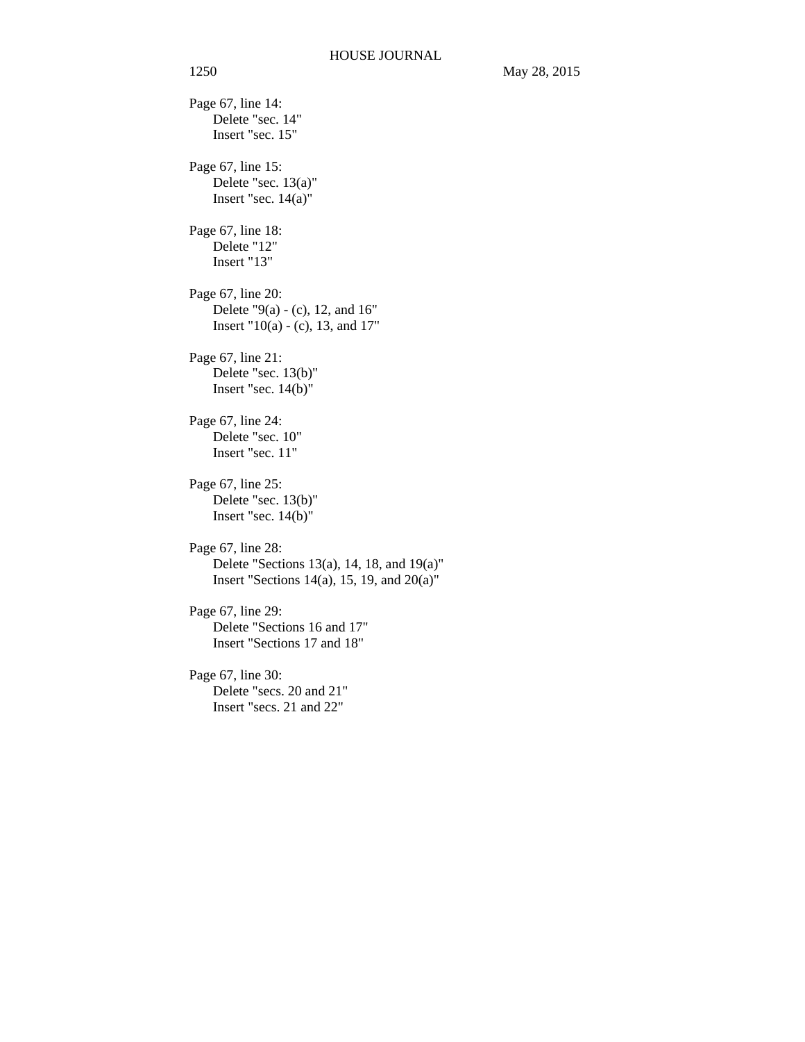Page 67, line 14:
  Delete "sec. 14"
  Insert "sec. 15"

Page 67, line 15:
  Delete "sec. 13(a)"
  Insert "sec. 14(a)"

Page 67, line 18:
  Delete "12"
  Insert "13"

Page 67, line 20:
  Delete "9(a) - (c), 12, and 16"
  Insert "10(a) - (c), 13, and 17"

Page 67, line 21:
  Delete "sec. 13(b)"
  Insert "sec. 14(b)"

Page 67, line 24:
  Delete "sec. 10"
  Insert "sec. 11"

Page 67, line 25:
  Delete "sec. 13(b)"
  Insert "sec. 14(b)"

Page 67, line 28:
  Delete "Sections 13(a), 14, 18, and 19(a)"
  Insert "Sections 14(a), 15, 19, and 20(a)"

Page 67, line 29:
  Delete "Sections 16 and 17"
  Insert "Sections 17 and 18"

Page 67, line 30:
  Delete "secs. 20 and 21"
  Insert "secs. 21 and 22"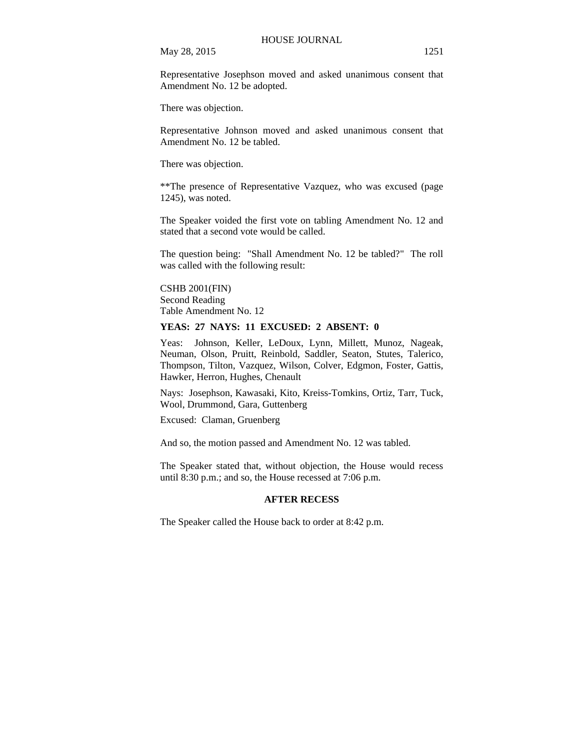Representative Josephson moved and asked unanimous consent that Amendment No. 12 be adopted.

There was objection.

Representative Johnson moved and asked unanimous consent that Amendment No. 12 be tabled.

There was objection.

**The presence of Representative Vazquez, who was excused (page 1245), was noted.

The Speaker voided the first vote on tabling Amendment No. 12 and stated that a second vote would be called.

The question being: "Shall Amendment No. 12 be tabled?" The roll was called with the following result:

CSHB 2001(FIN)
Second Reading
Table Amendment No. 12

**YEAS: 27 NAYS: 11 EXCUSED: 2 ABSENT: 0**

Yeas: Johnson, Keller, LeDoux, Lynn, Millett, Munoz, Nageak, Neuman, Olson, Pruitt, Reinbold, Saddler, Seaton, Stutes, Talerico, Thompson, Tilton, Vazquez, Wilson, Colver, Edgmon, Foster, Gattis, Hawker, Herron, Hughes, Chenault

Nays: Josephson, Kawasaki, Kito, Kreiss-Tomkins, Ortiz, Tarr, Tuck, Wool, Drummond, Gara, Guttenberg

Excused: Claman, Gruenberg

And so, the motion passed and Amendment No. 12 was tabled.

The Speaker stated that, without objection, the House would recess until 8:30 p.m.; and so, the House recessed at 7:06 p.m.

## AFTER RECESS

The Speaker called the House back to order at 8:42 p.m.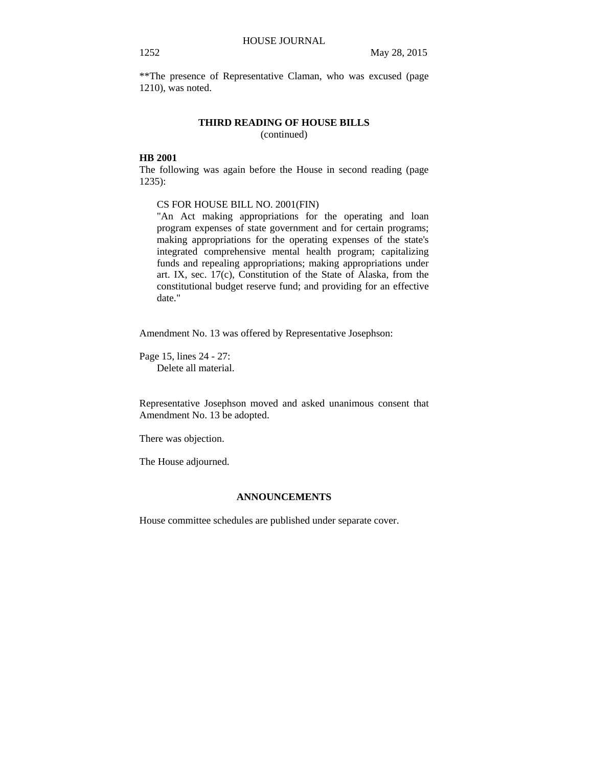**The presence of Representative Claman, who was excused (page 1210), was noted.

## THIRD READING OF HOUSE BILLS
(continued)

**HB 2001**
The following was again before the House in second reading (page 1235):

> CS FOR HOUSE BILL NO. 2001(FIN)
> "An Act making appropriations for the operating and loan program expenses of state government and for certain programs; making appropriations for the operating expenses of the state's integrated comprehensive mental health program; capitalizing funds and repealing appropriations; making appropriations under art. IX, sec. 17(c), Constitution of the State of Alaska, from the constitutional budget reserve fund; and providing for an effective date."

Amendment No. 13 was offered by Representative Josephson:

Page 15, lines 24 - 27:
Delete all material.

Representative Josephson moved and asked unanimous consent that Amendment No. 13 be adopted.

There was objection.

The House adjourned.

## ANNOUNCEMENTS

House committee schedules are published under separate cover.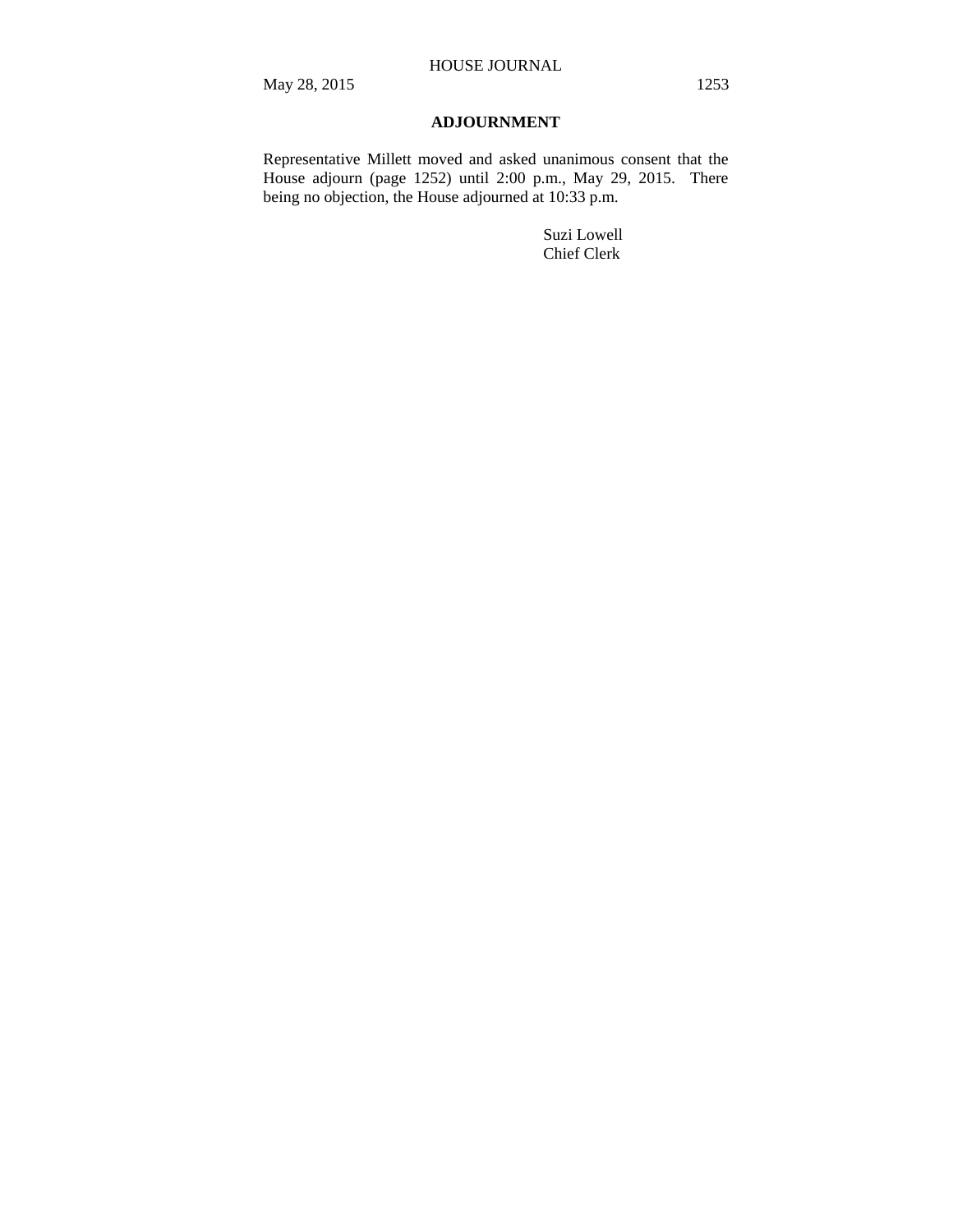## ADJOURNMENT

Representative Millett moved and asked unanimous consent that the House adjourn (page 1252) until 2:00 p.m., May 29, 2015. There being no objection, the House adjourned at 10:33 p.m.

Suzi Lowell
Chief Clerk